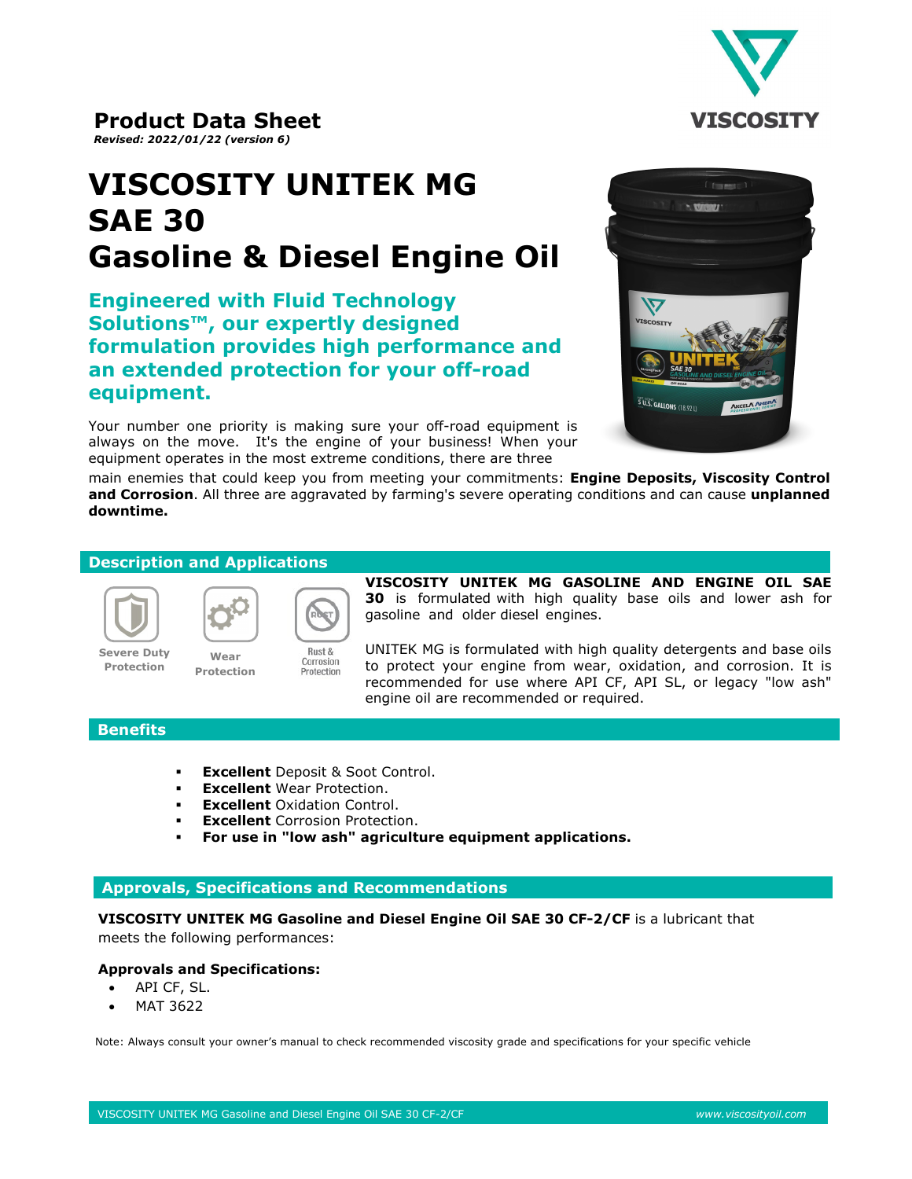# Product Data Sheet

*Revised: 2022/01/22 (version 6)*

# VISCOSITY UNITEK MG SAE 30 Gasoline & Diesel Engine Oil

## Engineered with Fluid Technology Solutions™, our expertly designed formulation provides high performance and an extended protection for your off-road equipment.

Your number one priority is making sure your off-road equipment is always on the move. It's the engine of your business! When your equipment operates in the most extreme conditions, there are three main enemies that could keep you from meeting your commitments: **Engine Deposits, Viscosity Control and Corrosion**. All three are aggravated by farming's severe operating conditions and can cause **unplanned downtime.**

## Description and Applications

Severe Duty Protection | Wear Protection | Rust & Corrosion Protection

**VISCOSITY UNITEK MG GASOLINE AND ENGINE OIL SAE 30** is formulated with high quality base oils and lower ash for gasoline and older diesel engines.

UNITEK MG is formulated with high quality detergents and base oils to protect your engine from wear, oxidation, and corrosion. It is recommended for use where API CF, API SL, or legacy "low ash" engine oil are recommended or required.

## Benefits

- **Excellent** Deposit & Soot Control.
- **Excellent** Wear Protection.
- **Excellent** Oxidation Control.
- **Excellent** Corrosion Protection.
- **For use in "low ash" agriculture equipment applications.**

## Approvals, Specifications and Recommendations

**VISCOSITY UNITEK MG Gasoline and Diesel Engine Oil SAE 30 CF-2/CF** is a lubricant that meets the following performances:

**Approvals and Specifications:**

- API CF, SL.
- MAT 3622

Note: Always consult your owner's manual to check recommended viscosity grade and specifications for your specific vehicle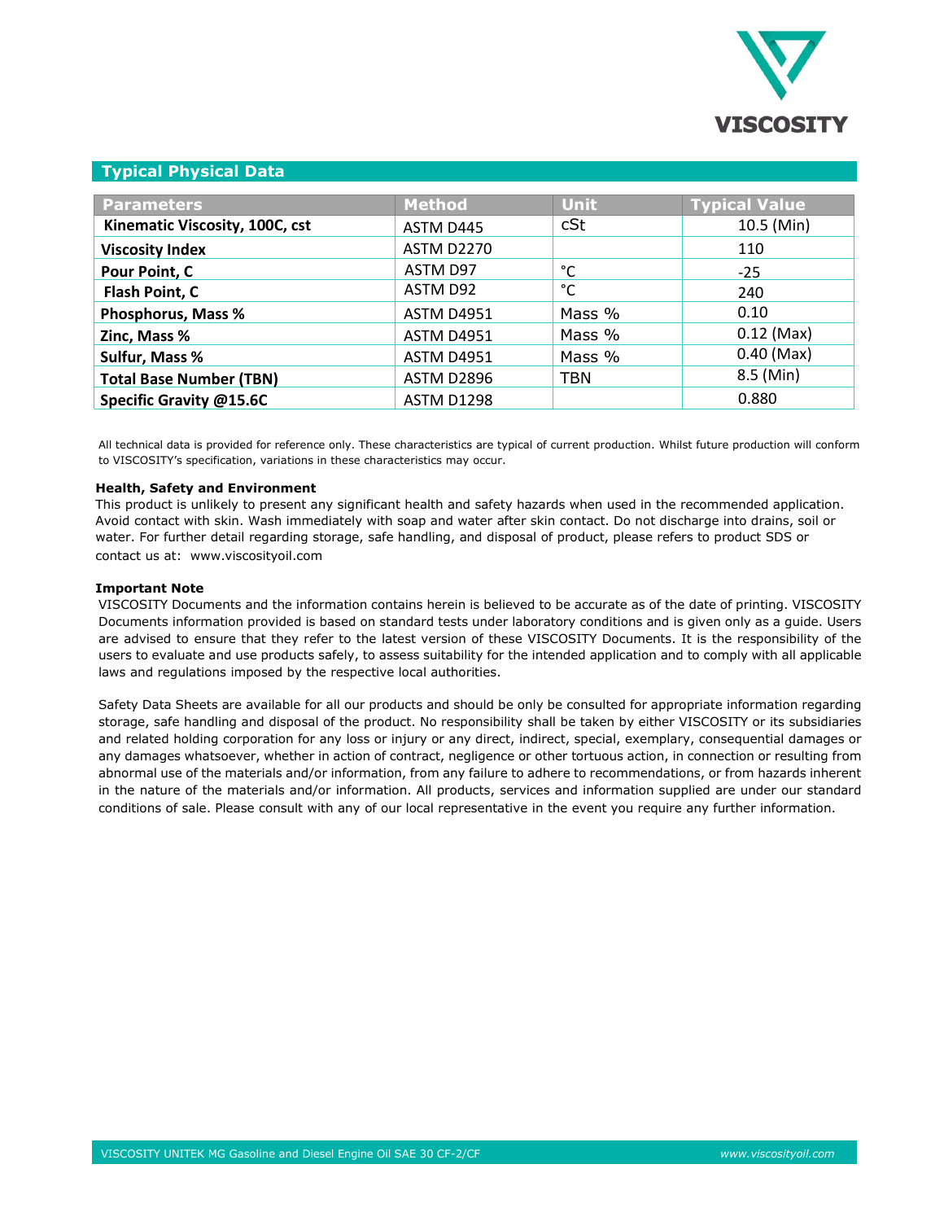## Typical Physical Data

| Parameters | Method | Unit | Typical Value |
|---|---|---|---|
| **Kinematic Viscosity, 100C, cst** | ASTM D445 | cSt | 10.5 (Min) |
| **Viscosity Index** | ASTM D2270 | | 110 |
| **Pour Point, C** | ASTM D97 | °C | -25 |
| **Flash Point, C** | ASTM D92 | °C | 240 |
| **Phosphorus, Mass %** | ASTM D4951 | Mass % | 0.10 |
| **Zinc, Mass %** | ASTM D4951 | Mass % | 0.12 (Max) |
| **Sulfur, Mass %** | ASTM D4951 | Mass % | 0.40 (Max) |
| **Total Base Number (TBN)** | ASTM D2896 | TBN | 8.5 (Min) |
| **Specific Gravity @15.6C** | ASTM D1298 | | 0.880 |

All technical data is provided for reference only. These characteristics are typical of current production. Whilst future production will conform to VISCOSITY's specification, variations in these characteristics may occur.

**Health, Safety and Environment**

This product is unlikely to present any significant health and safety hazards when used in the recommended application. Avoid contact with skin. Wash immediately with soap and water after skin contact. Do not discharge into drains, soil or water. For further detail regarding storage, safe handling, and disposal of product, please refers to product SDS or contact us at: www.viscosityoil.com

**Important Note**

VISCOSITY Documents and the information contains herein is believed to be accurate as of the date of printing. VISCOSITY Documents information provided is based on standard tests under laboratory conditions and is given only as a guide. Users are advised to ensure that they refer to the latest version of these VISCOSITY Documents. It is the responsibility of the users to evaluate and use products safely, to assess suitability for the intended application and to comply with all applicable laws and regulations imposed by the respective local authorities.

Safety Data Sheets are available for all our products and should be only be consulted for appropriate information regarding storage, safe handling and disposal of the product. No responsibility shall be taken by either VISCOSITY or its subsidiaries and related holding corporation for any loss or injury or any direct, indirect, special, exemplary, consequential damages or any damages whatsoever, whether in action of contract, negligence or other tortuous action, in connection or resulting from abnormal use of the materials and/or information, from any failure to adhere to recommendations, or from hazards inherent in the nature of the materials and/or information. All products, services and information supplied are under our standard conditions of sale. Please consult with any of our local representative in the event you require any further information.